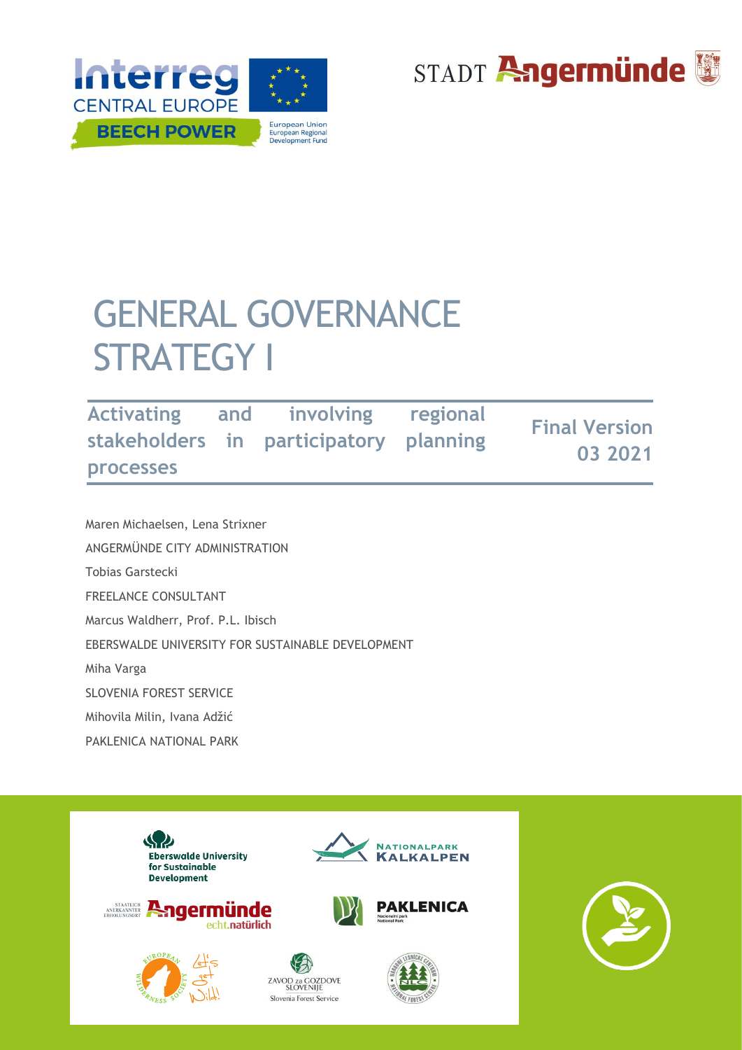# GENERAL GOVERNANCE STRATEGY I

## Activating and involving regional stakeholders in participatory planning processes

**Final Version 03 2021**

Maren Michaelsen, Lena Strixner

ANGERMÜNDE CITY ADMINISTRATION

Tobias Garstecki

FREELANCE CONSULTANT

Marcus Waldherr, Prof. P.L. Ibisch

EBERSWALDE UNIVERSITY FOR SUSTAINABLE DEVELOPMENT

Miha Varga

SLOVENIA FOREST SERVICE

Mihovila Milin, Ivana Adžić

PAKLENICA NATIONAL PARK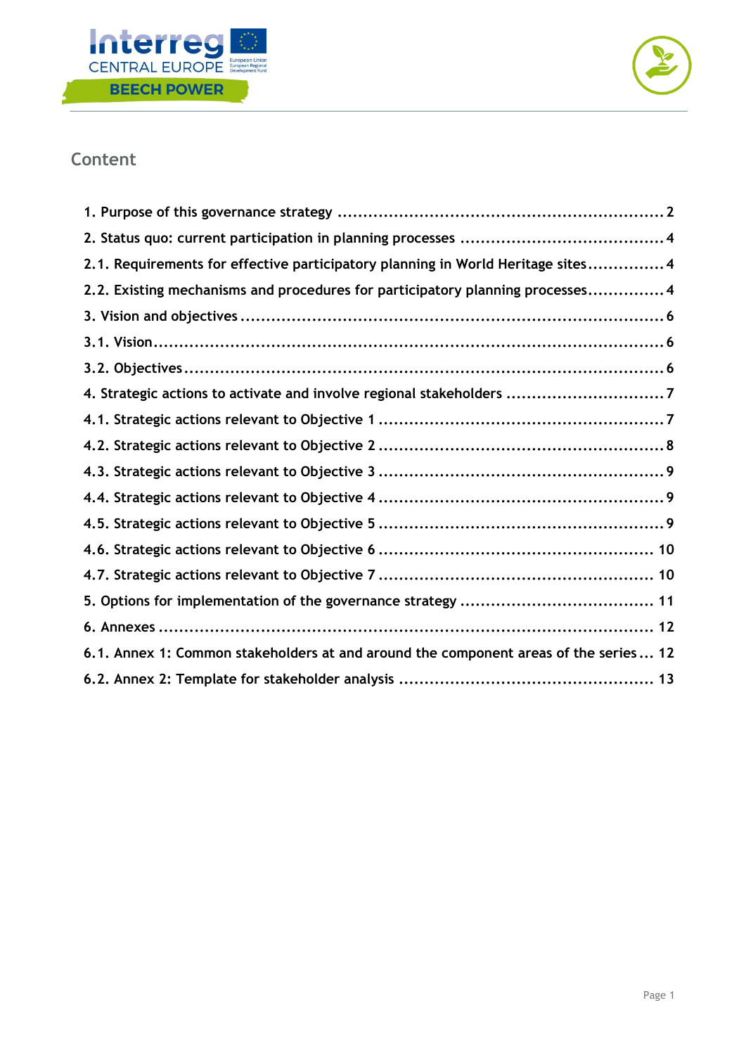## Content

1. Purpose of this governance strategy ........ 2
2. Status quo: current participation in planning processes ........ 4
2.1. Requirements for effective participatory planning in World Heritage sites ........ 4
2.2. Existing mechanisms and procedures for participatory planning processes ........ 4
3. Vision and objectives ........ 6
3.1. Vision ........ 6
3.2. Objectives ........ 6
4. Strategic actions to activate and involve regional stakeholders ........ 7
4.1. Strategic actions relevant to Objective 1 ........ 7
4.2. Strategic actions relevant to Objective 2 ........ 8
4.3. Strategic actions relevant to Objective 3 ........ 9
4.4. Strategic actions relevant to Objective 4 ........ 9
4.5. Strategic actions relevant to Objective 5 ........ 9
4.6. Strategic actions relevant to Objective 6 ........ 10
4.7. Strategic actions relevant to Objective 7 ........ 10
5. Options for implementation of the governance strategy ........ 11
6. Annexes ........ 12
6.1. Annex 1: Common stakeholders at and around the component areas of the series ........ 12
6.2. Annex 2: Template for stakeholder analysis ........ 13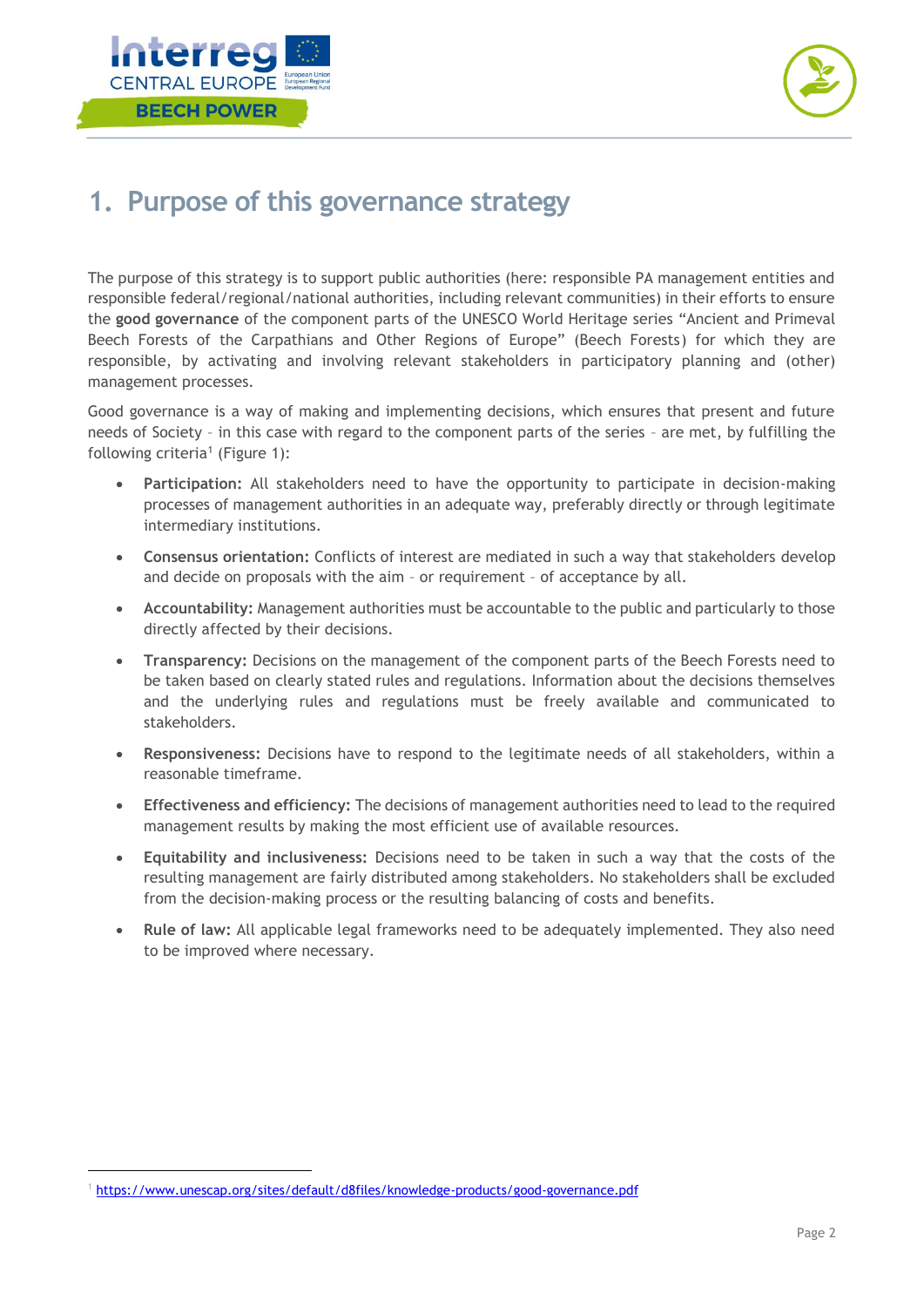# 1. Purpose of this governance strategy

The purpose of this strategy is to support public authorities (here: responsible PA management entities and responsible federal/regional/national authorities, including relevant communities) in their efforts to ensure the **good governance** of the component parts of the UNESCO World Heritage series "Ancient and Primeval Beech Forests of the Carpathians and Other Regions of Europe" (Beech Forests) for which they are responsible, by activating and involving relevant stakeholders in participatory planning and (other) management processes.

Good governance is a way of making and implementing decisions, which ensures that present and future needs of Society – in this case with regard to the component parts of the series – are met, by fulfilling the following criteria[1] (Figure 1):

- **Participation:** All stakeholders need to have the opportunity to participate in decision-making processes of management authorities in an adequate way, preferably directly or through legitimate intermediary institutions.
- **Consensus orientation:** Conflicts of interest are mediated in such a way that stakeholders develop and decide on proposals with the aim – or requirement – of acceptance by all.
- **Accountability:** Management authorities must be accountable to the public and particularly to those directly affected by their decisions.
- **Transparency:** Decisions on the management of the component parts of the Beech Forests need to be taken based on clearly stated rules and regulations. Information about the decisions themselves and the underlying rules and regulations must be freely available and communicated to stakeholders.
- **Responsiveness:** Decisions have to respond to the legitimate needs of all stakeholders, within a reasonable timeframe.
- **Effectiveness and efficiency:** The decisions of management authorities need to lead to the required management results by making the most efficient use of available resources.
- **Equitability and inclusiveness:** Decisions need to be taken in such a way that the costs of the resulting management are fairly distributed among stakeholders. No stakeholders shall be excluded from the decision-making process or the resulting balancing of costs and benefits.
- **Rule of law:** All applicable legal frameworks need to be adequately implemented. They also need to be improved where necessary.

[1] https://www.unescap.org/sites/default/d8files/knowledge-products/good-governance.pdf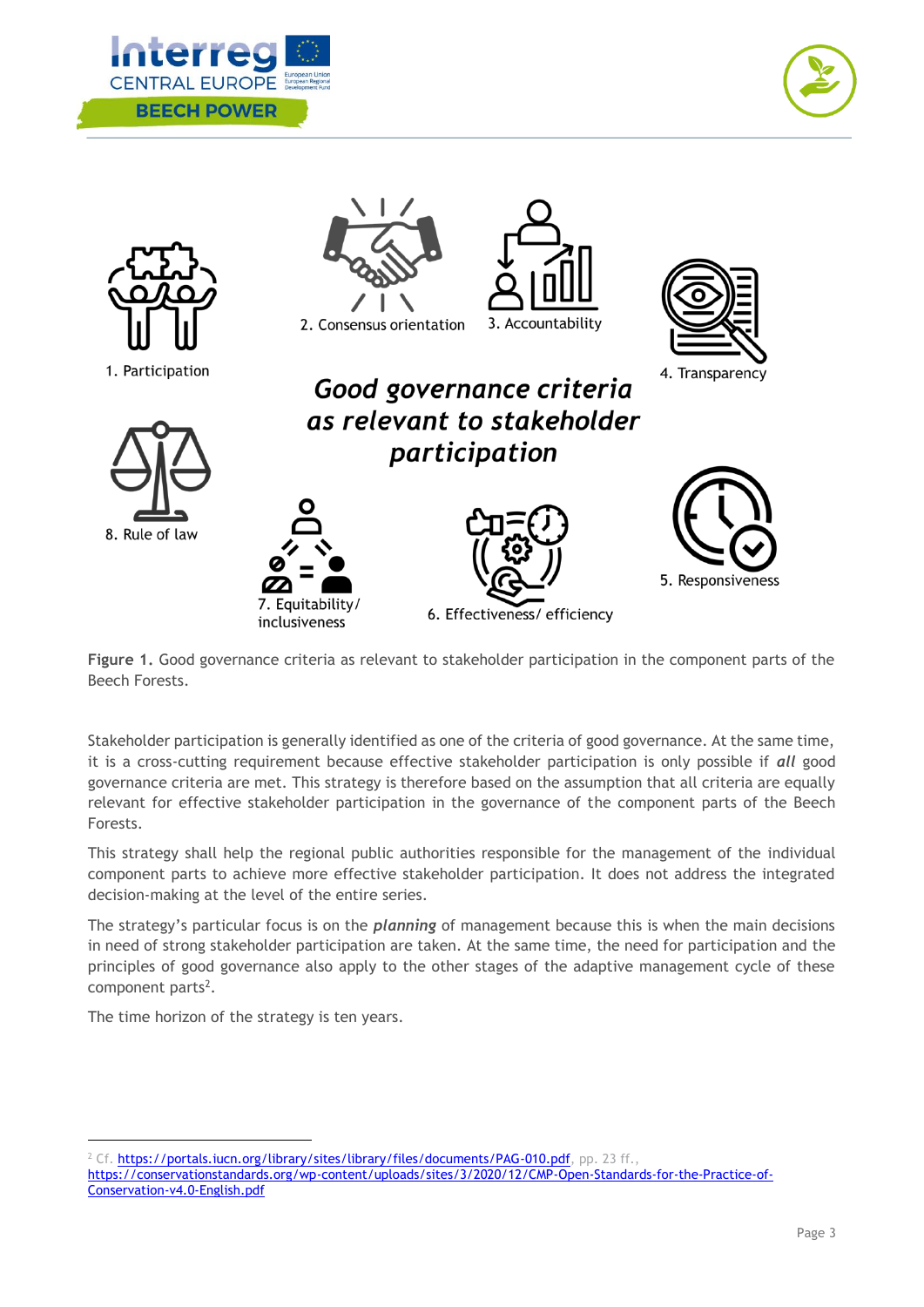1. Participation

2. Consensus orientation

3. Accountability

4. Transparency

***Good governance criteria as relevant to stakeholder participation***

8. Rule of law

7. Equitability/ inclusiveness

6. Effectiveness/ efficiency

5. Responsiveness

**Figure 1.** Good governance criteria as relevant to stakeholder participation in the component parts of the Beech Forests.

Stakeholder participation is generally identified as one of the criteria of good governance. At the same time, it is a cross-cutting requirement because effective stakeholder participation is only possible if ***all*** good governance criteria are met. This strategy is therefore based on the assumption that all criteria are equally relevant for effective stakeholder participation in the governance of the component parts of the Beech Forests.

This strategy shall help the regional public authorities responsible for the management of the individual component parts to achieve more effective stakeholder participation. It does not address the integrated decision-making at the level of the entire series.

The strategy's particular focus is on the ***planning*** of management because this is when the main decisions in need of strong stakeholder participation are taken. At the same time, the need for participation and the principles of good governance also apply to the other stages of the adaptive management cycle of these component parts[2].

The time horizon of the strategy is ten years.

---

[2] Cf. https://portals.iucn.org/library/sites/library/files/documents/PAG-010.pdf, pp. 23 ff., https://conservationstandards.org/wp-content/uploads/sites/3/2020/12/CMP-Open-Standards-for-the-Practice-of-Conservation-v4.0-English.pdf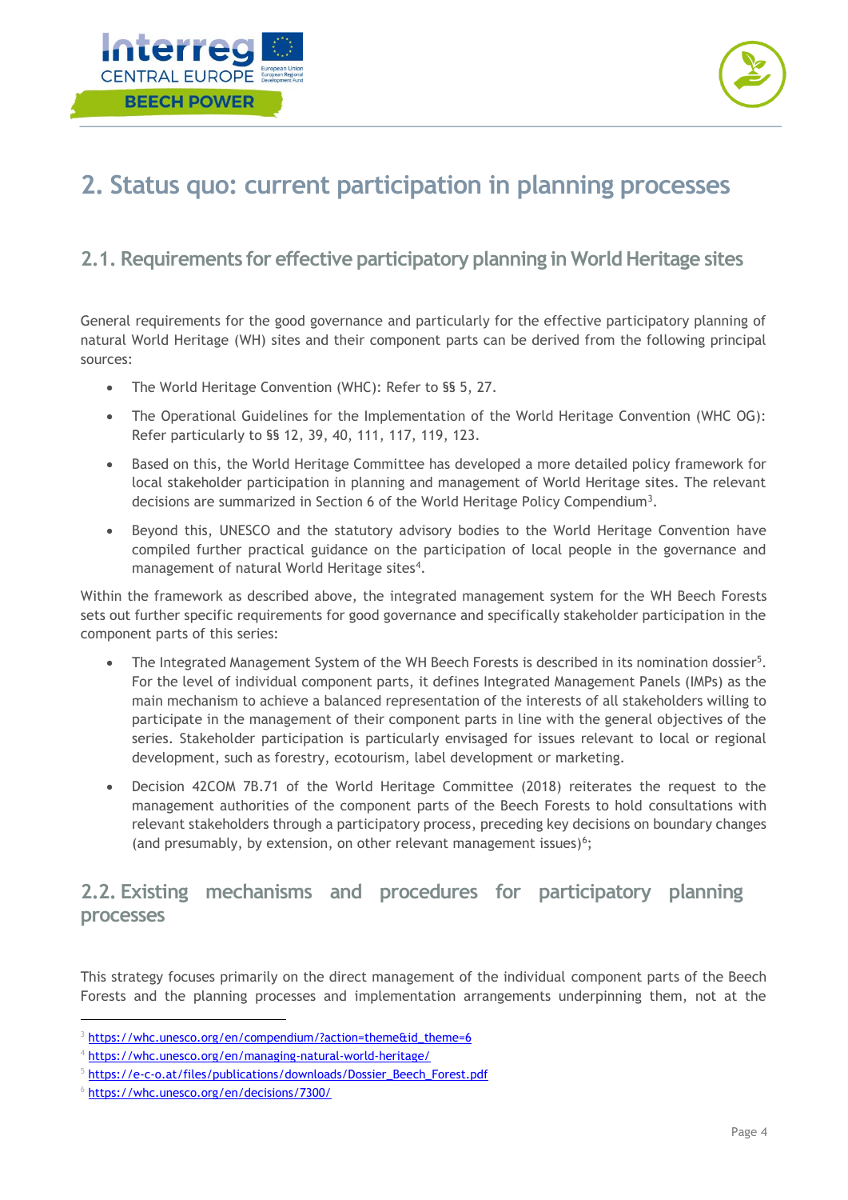# 2. Status quo: current participation in planning processes

## 2.1. Requirements for effective participatory planning in World Heritage sites

General requirements for the good governance and particularly for the effective participatory planning of natural World Heritage (WH) sites and their component parts can be derived from the following principal sources:

- The World Heritage Convention (WHC): Refer to §§ 5, 27.
- The Operational Guidelines for the Implementation of the World Heritage Convention (WHC OG): Refer particularly to §§ 12, 39, 40, 111, 117, 119, 123.
- Based on this, the World Heritage Committee has developed a more detailed policy framework for local stakeholder participation in planning and management of World Heritage sites. The relevant decisions are summarized in Section 6 of the World Heritage Policy Compendium[3].
- Beyond this, UNESCO and the statutory advisory bodies to the World Heritage Convention have compiled further practical guidance on the participation of local people in the governance and management of natural World Heritage sites[4].

Within the framework as described above, the integrated management system for the WH Beech Forests sets out further specific requirements for good governance and specifically stakeholder participation in the component parts of this series:

- The Integrated Management System of the WH Beech Forests is described in its nomination dossier[5]. For the level of individual component parts, it defines Integrated Management Panels (IMPs) as the main mechanism to achieve a balanced representation of the interests of all stakeholders willing to participate in the management of their component parts in line with the general objectives of the series. Stakeholder participation is particularly envisaged for issues relevant to local or regional development, such as forestry, ecotourism, label development or marketing.
- Decision 42COM 7B.71 of the World Heritage Committee (2018) reiterates the request to the management authorities of the component parts of the Beech Forests to hold consultations with relevant stakeholders through a participatory process, preceding key decisions on boundary changes (and presumably, by extension, on other relevant management issues)[6];

## 2.2. Existing mechanisms and procedures for participatory planning processes

This strategy focuses primarily on the direct management of the individual component parts of the Beech Forests and the planning processes and implementation arrangements underpinning them, not at the

---

[3] https://whc.unesco.org/en/compendium/?action=theme&id_theme=6

[4] https://whc.unesco.org/en/managing-natural-world-heritage/

[5] https://e-c-o.at/files/publications/downloads/Dossier_Beech_Forest.pdf

[6] https://whc.unesco.org/en/decisions/7300/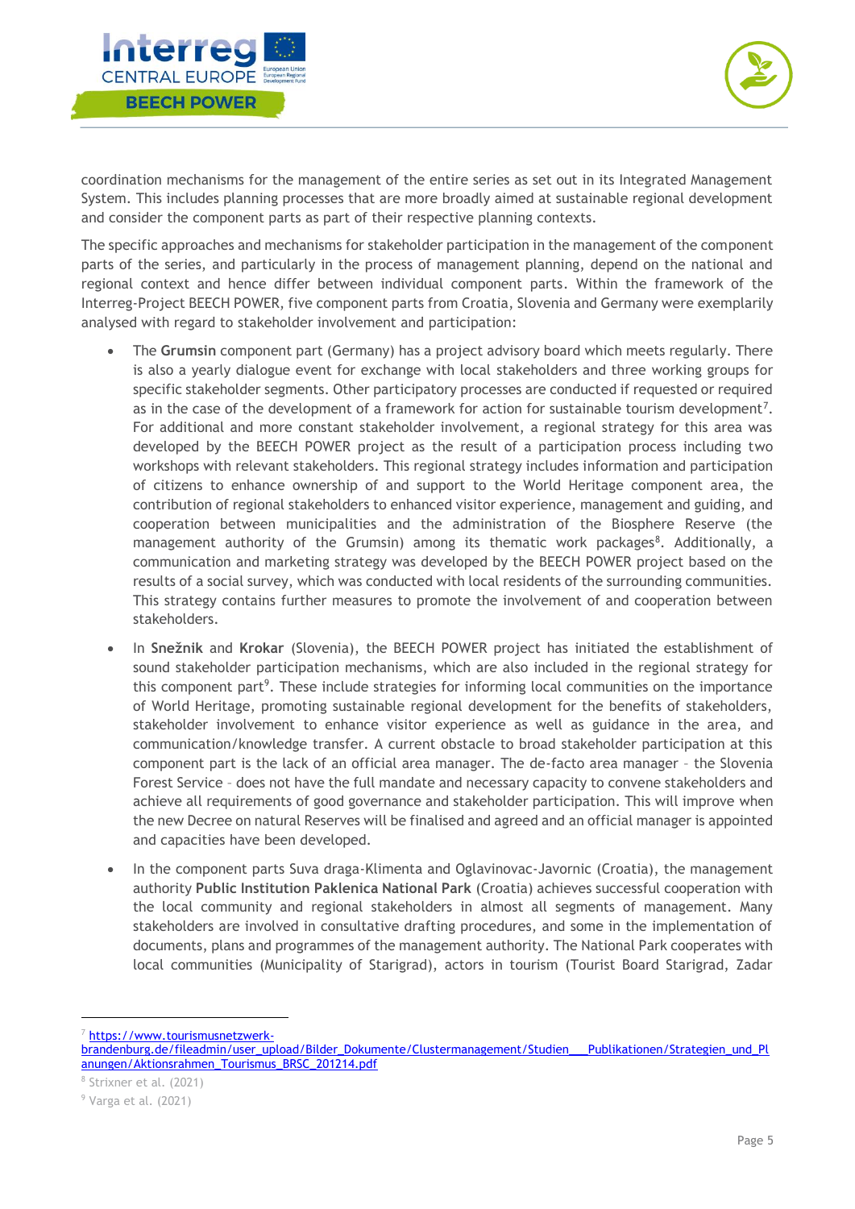coordination mechanisms for the management of the entire series as set out in its Integrated Management System. This includes planning processes that are more broadly aimed at sustainable regional development and consider the component parts as part of their respective planning contexts.

The specific approaches and mechanisms for stakeholder participation in the management of the component parts of the series, and particularly in the process of management planning, depend on the national and regional context and hence differ between individual component parts. Within the framework of the Interreg-Project BEECH POWER, five component parts from Croatia, Slovenia and Germany were exemplarily analysed with regard to stakeholder involvement and participation:

- The **Grumsin** component part (Germany) has a project advisory board which meets regularly. There is also a yearly dialogue event for exchange with local stakeholders and three working groups for specific stakeholder segments. Other participatory processes are conducted if requested or required as in the case of the development of a framework for action for sustainable tourism development[7]. For additional and more constant stakeholder involvement, a regional strategy for this area was developed by the BEECH POWER project as the result of a participation process including two workshops with relevant stakeholders. This regional strategy includes information and participation of citizens to enhance ownership of and support to the World Heritage component area, the contribution of regional stakeholders to enhanced visitor experience, management and guiding, and cooperation between municipalities and the administration of the Biosphere Reserve (the management authority of the Grumsin) among its thematic work packages[8]. Additionally, a communication and marketing strategy was developed by the BEECH POWER project based on the results of a social survey, which was conducted with local residents of the surrounding communities. This strategy contains further measures to promote the involvement of and cooperation between stakeholders.
- In **Snežnik** and **Krokar** (Slovenia), the BEECH POWER project has initiated the establishment of sound stakeholder participation mechanisms, which are also included in the regional strategy for this component part[9]. These include strategies for informing local communities on the importance of World Heritage, promoting sustainable regional development for the benefits of stakeholders, stakeholder involvement to enhance visitor experience as well as guidance in the area, and communication/knowledge transfer. A current obstacle to broad stakeholder participation at this component part is the lack of an official area manager. The de-facto area manager – the Slovenia Forest Service – does not have the full mandate and necessary capacity to convene stakeholders and achieve all requirements of good governance and stakeholder participation. This will improve when the new Decree on natural Reserves will be finalised and agreed and an official manager is appointed and capacities have been developed.
- In the component parts Suva draga-Klimenta and Oglavinovac-Javornic (Croatia), the management authority **Public Institution Paklenica National Park** (Croatia) achieves successful cooperation with the local community and regional stakeholders in almost all segments of management. Many stakeholders are involved in consultative drafting procedures, and some in the implementation of documents, plans and programmes of the management authority. The National Park cooperates with local communities (Municipality of Starigrad), actors in tourism (Tourist Board Starigrad, Zadar

---

[7] https://www.tourismusnetzwerk-brandenburg.de/fileadmin/user_upload/Bilder_Dokumente/Clustermanagement/Studien___Publikationen/Strategien_und_Planungen/Aktionsrahmen_Tourismus_BRSC_201214.pdf

[8] Strixner et al. (2021)

[9] Varga et al. (2021)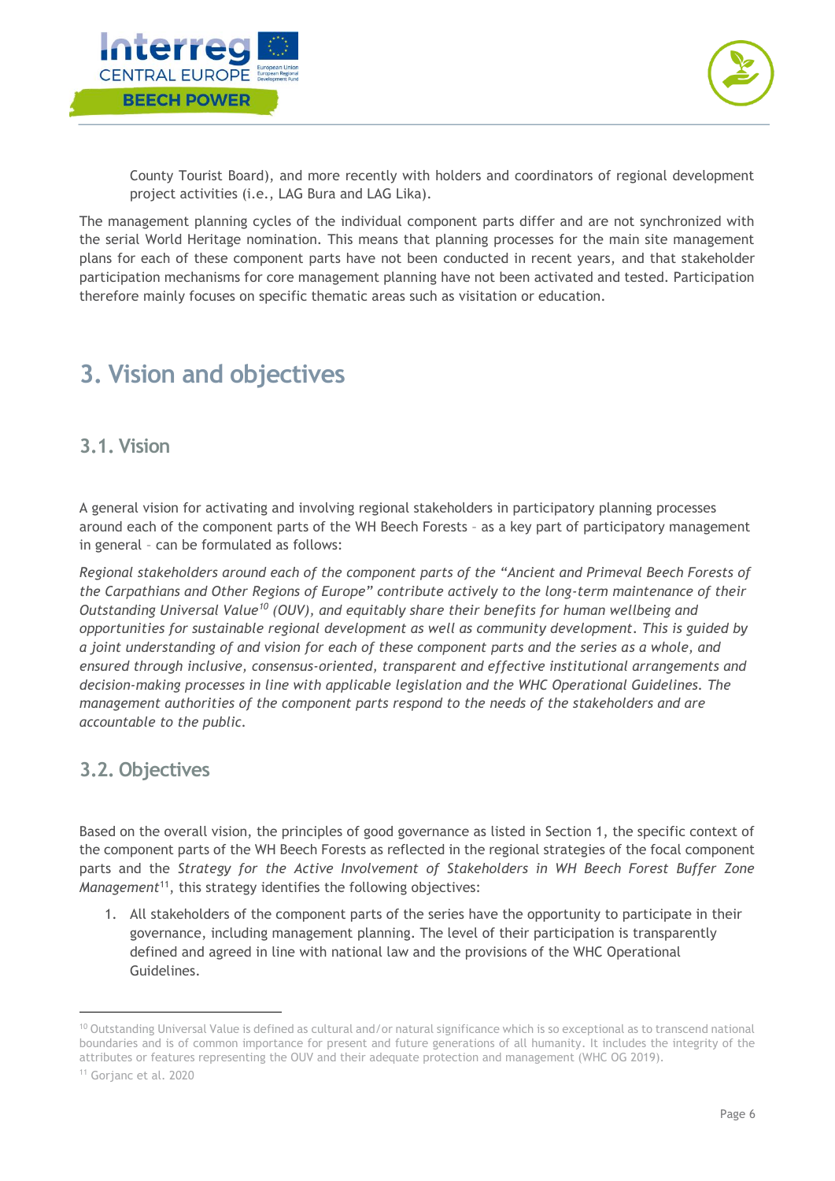County Tourist Board), and more recently with holders and coordinators of regional development project activities (i.e., LAG Bura and LAG Lika).

The management planning cycles of the individual component parts differ and are not synchronized with the serial World Heritage nomination. This means that planning processes for the main site management plans for each of these component parts have not been conducted in recent years, and that stakeholder participation mechanisms for core management planning have not been activated and tested. Participation therefore mainly focuses on specific thematic areas such as visitation or education.

# 3. Vision and objectives

## 3.1. Vision

A general vision for activating and involving regional stakeholders in participatory planning processes around each of the component parts of the WH Beech Forests – as a key part of participatory management in general – can be formulated as follows:

*Regional stakeholders around each of the component parts of the "Ancient and Primeval Beech Forests of the Carpathians and Other Regions of Europe" contribute actively to the long-term maintenance of their Outstanding Universal Value[10] (OUV), and equitably share their benefits for human wellbeing and opportunities for sustainable regional development as well as community development. This is guided by a joint understanding of and vision for each of these component parts and the series as a whole, and ensured through inclusive, consensus-oriented, transparent and effective institutional arrangements and decision-making processes in line with applicable legislation and the WHC Operational Guidelines. The management authorities of the component parts respond to the needs of the stakeholders and are accountable to the public.*

## 3.2. Objectives

Based on the overall vision, the principles of good governance as listed in Section 1, the specific context of the component parts of the WH Beech Forests as reflected in the regional strategies of the focal component parts and the *Strategy for the Active Involvement of Stakeholders in WH Beech Forest Buffer Zone Management*[11], this strategy identifies the following objectives:

1. All stakeholders of the component parts of the series have the opportunity to participate in their governance, including management planning. The level of their participation is transparently defined and agreed in line with national law and the provisions of the WHC Operational Guidelines.

---

[10] Outstanding Universal Value is defined as cultural and/or natural significance which is so exceptional as to transcend national boundaries and is of common importance for present and future generations of all humanity. It includes the integrity of the attributes or features representing the OUV and their adequate protection and management (WHC OG 2019).

[11] Gorjanc et al. 2020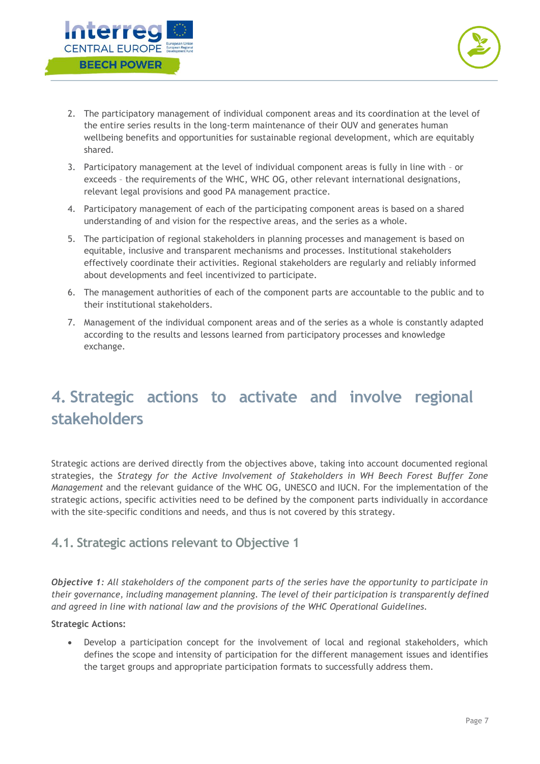2. The participatory management of individual component areas and its coordination at the level of the entire series results in the long-term maintenance of their OUV and generates human wellbeing benefits and opportunities for sustainable regional development, which are equitably shared.
3. Participatory management at the level of individual component areas is fully in line with – or exceeds – the requirements of the WHC, WHC OG, other relevant international designations, relevant legal provisions and good PA management practice.
4. Participatory management of each of the participating component areas is based on a shared understanding of and vision for the respective areas, and the series as a whole.
5. The participation of regional stakeholders in planning processes and management is based on equitable, inclusive and transparent mechanisms and processes. Institutional stakeholders effectively coordinate their activities. Regional stakeholders are regularly and reliably informed about developments and feel incentivized to participate.
6. The management authorities of each of the component parts are accountable to the public and to their institutional stakeholders.
7. Management of the individual component areas and of the series as a whole is constantly adapted according to the results and lessons learned from participatory processes and knowledge exchange.

# 4. Strategic actions to activate and involve regional stakeholders

Strategic actions are derived directly from the objectives above, taking into account documented regional strategies, the *Strategy for the Active Involvement of Stakeholders in WH Beech Forest Buffer Zone Management* and the relevant guidance of the WHC OG, UNESCO and IUCN. For the implementation of the strategic actions, specific activities need to be defined by the component parts individually in accordance with the site-specific conditions and needs, and thus is not covered by this strategy.

## 4.1. Strategic actions relevant to Objective 1

***Objective 1****: All stakeholders of the component parts of the series have the opportunity to participate in their governance, including management planning. The level of their participation is transparently defined and agreed in line with national law and the provisions of the WHC Operational Guidelines.*

**Strategic Actions:**

- Develop a participation concept for the involvement of local and regional stakeholders, which defines the scope and intensity of participation for the different management issues and identifies the target groups and appropriate participation formats to successfully address them.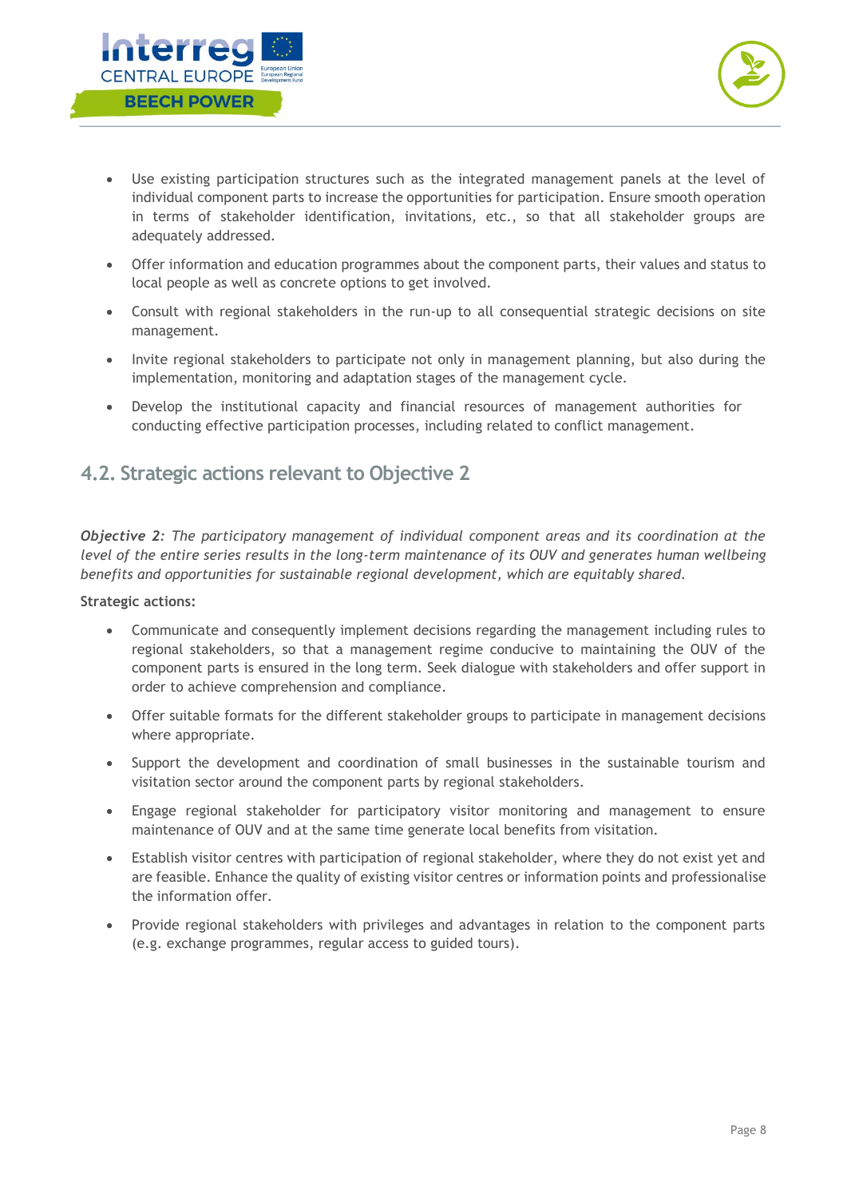- Use existing participation structures such as the integrated management panels at the level of individual component parts to increase the opportunities for participation. Ensure smooth operation in terms of stakeholder identification, invitations, etc., so that all stakeholder groups are adequately addressed.
- Offer information and education programmes about the component parts, their values and status to local people as well as concrete options to get involved.
- Consult with regional stakeholders in the run-up to all consequential strategic decisions on site management.
- Invite regional stakeholders to participate not only in management planning, but also during the implementation, monitoring and adaptation stages of the management cycle.
- Develop the institutional capacity and financial resources of management authorities for conducting effective participation processes, including related to conflict management.

## 4.2. Strategic actions relevant to Objective 2

***Objective 2**: The participatory management of individual component areas and its coordination at the level of the entire series results in the long-term maintenance of its OUV and generates human wellbeing benefits and opportunities for sustainable regional development, which are equitably shared.*

**Strategic actions:**

- Communicate and consequently implement decisions regarding the management including rules to regional stakeholders, so that a management regime conducive to maintaining the OUV of the component parts is ensured in the long term. Seek dialogue with stakeholders and offer support in order to achieve comprehension and compliance.
- Offer suitable formats for the different stakeholder groups to participate in management decisions where appropriate.
- Support the development and coordination of small businesses in the sustainable tourism and visitation sector around the component parts by regional stakeholders.
- Engage regional stakeholder for participatory visitor monitoring and management to ensure maintenance of OUV and at the same time generate local benefits from visitation.
- Establish visitor centres with participation of regional stakeholder, where they do not exist yet and are feasible. Enhance the quality of existing visitor centres or information points and professionalise the information offer.
- Provide regional stakeholders with privileges and advantages in relation to the component parts (e.g. exchange programmes, regular access to guided tours).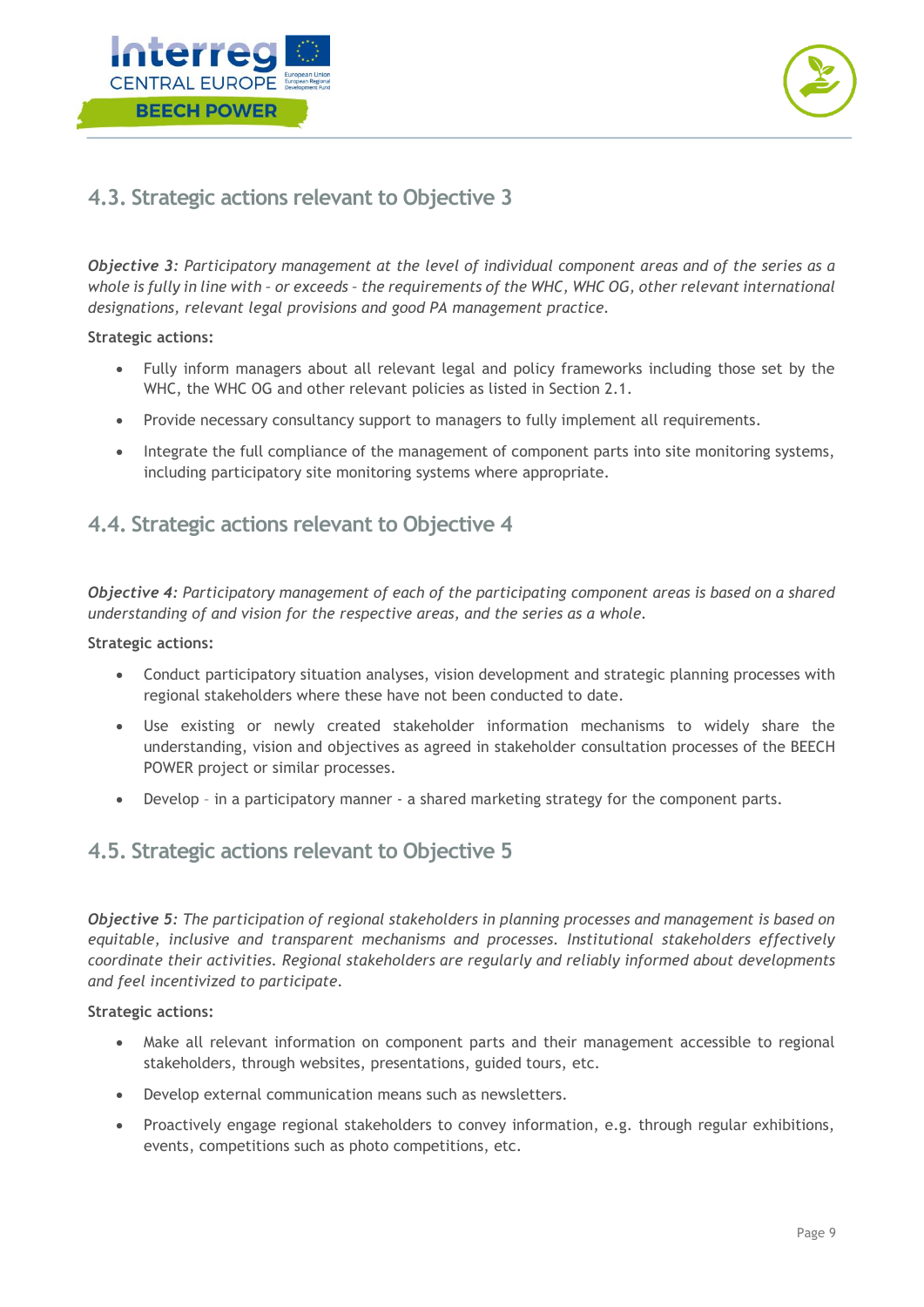## 4.3. Strategic actions relevant to Objective 3

***Objective 3**: Participatory management at the level of individual component areas and of the series as a whole is fully in line with – or exceeds – the requirements of the WHC, WHC OG, other relevant international designations, relevant legal provisions and good PA management practice.*

**Strategic actions:**

- Fully inform managers about all relevant legal and policy frameworks including those set by the WHC, the WHC OG and other relevant policies as listed in Section 2.1.
- Provide necessary consultancy support to managers to fully implement all requirements.
- Integrate the full compliance of the management of component parts into site monitoring systems, including participatory site monitoring systems where appropriate.

## 4.4. Strategic actions relevant to Objective 4

***Objective 4**: Participatory management of each of the participating component areas is based on a shared understanding of and vision for the respective areas, and the series as a whole.*

**Strategic actions:**

- Conduct participatory situation analyses, vision development and strategic planning processes with regional stakeholders where these have not been conducted to date.
- Use existing or newly created stakeholder information mechanisms to widely share the understanding, vision and objectives as agreed in stakeholder consultation processes of the BEECH POWER project or similar processes.
- Develop – in a participatory manner - a shared marketing strategy for the component parts.

## 4.5. Strategic actions relevant to Objective 5

***Objective 5**: The participation of regional stakeholders in planning processes and management is based on equitable, inclusive and transparent mechanisms and processes. Institutional stakeholders effectively coordinate their activities. Regional stakeholders are regularly and reliably informed about developments and feel incentivized to participate.*

**Strategic actions:**

- Make all relevant information on component parts and their management accessible to regional stakeholders, through websites, presentations, guided tours, etc.
- Develop external communication means such as newsletters.
- Proactively engage regional stakeholders to convey information, e.g. through regular exhibitions, events, competitions such as photo competitions, etc.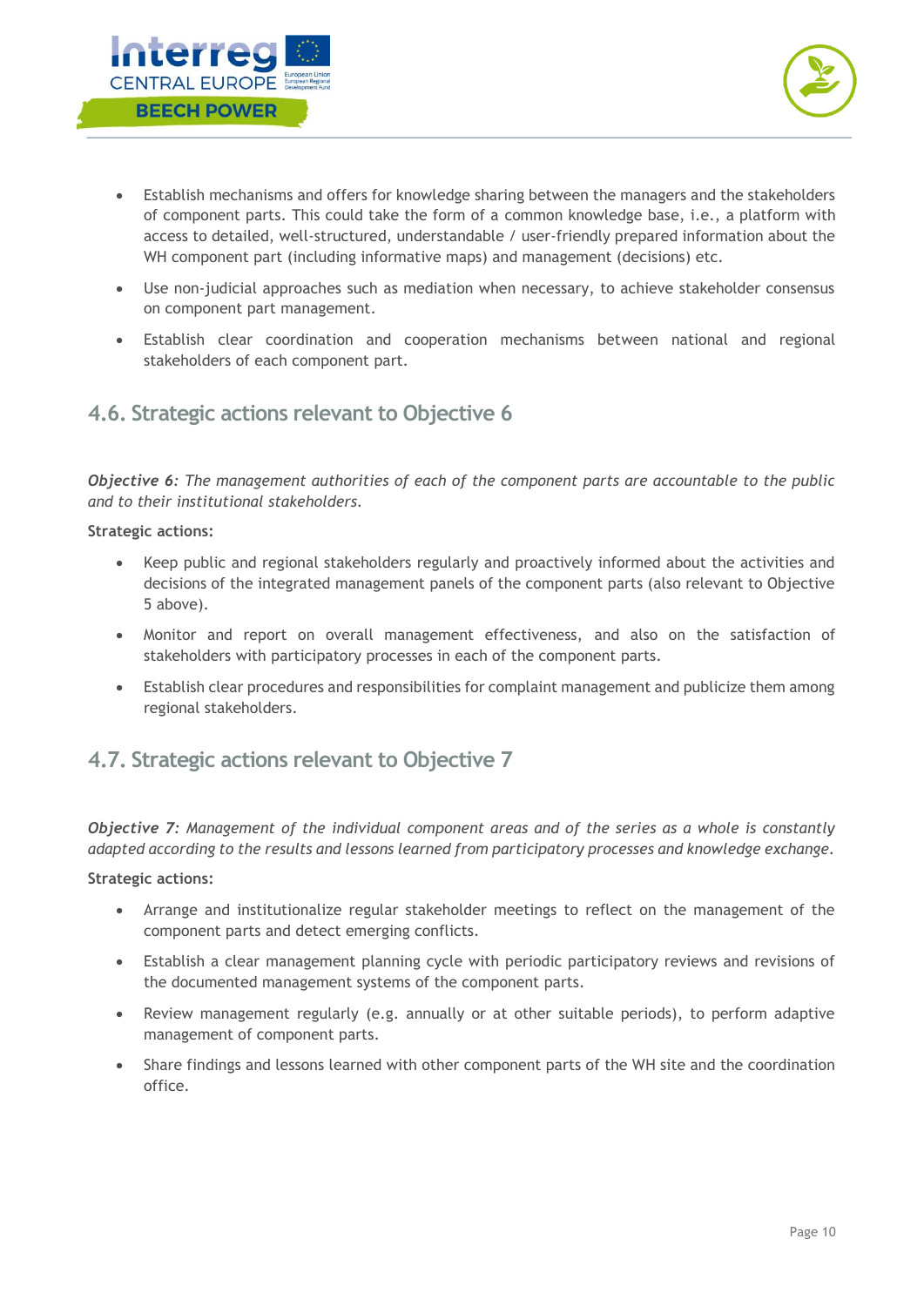- Establish mechanisms and offers for knowledge sharing between the managers and the stakeholders of component parts. This could take the form of a common knowledge base, i.e., a platform with access to detailed, well-structured, understandable / user-friendly prepared information about the WH component part (including informative maps) and management (decisions) etc.
- Use non-judicial approaches such as mediation when necessary, to achieve stakeholder consensus on component part management.
- Establish clear coordination and cooperation mechanisms between national and regional stakeholders of each component part.

## 4.6. Strategic actions relevant to Objective 6

***Objective 6****: The management authorities of each of the component parts are accountable to the public and to their institutional stakeholders.*

**Strategic actions:**

- Keep public and regional stakeholders regularly and proactively informed about the activities and decisions of the integrated management panels of the component parts (also relevant to Objective 5 above).
- Monitor and report on overall management effectiveness, and also on the satisfaction of stakeholders with participatory processes in each of the component parts.
- Establish clear procedures and responsibilities for complaint management and publicize them among regional stakeholders.

## 4.7. Strategic actions relevant to Objective 7

***Objective 7****: Management of the individual component areas and of the series as a whole is constantly adapted according to the results and lessons learned from participatory processes and knowledge exchange.*

**Strategic actions:**

- Arrange and institutionalize regular stakeholder meetings to reflect on the management of the component parts and detect emerging conflicts.
- Establish a clear management planning cycle with periodic participatory reviews and revisions of the documented management systems of the component parts.
- Review management regularly (e.g. annually or at other suitable periods), to perform adaptive management of component parts.
- Share findings and lessons learned with other component parts of the WH site and the coordination office.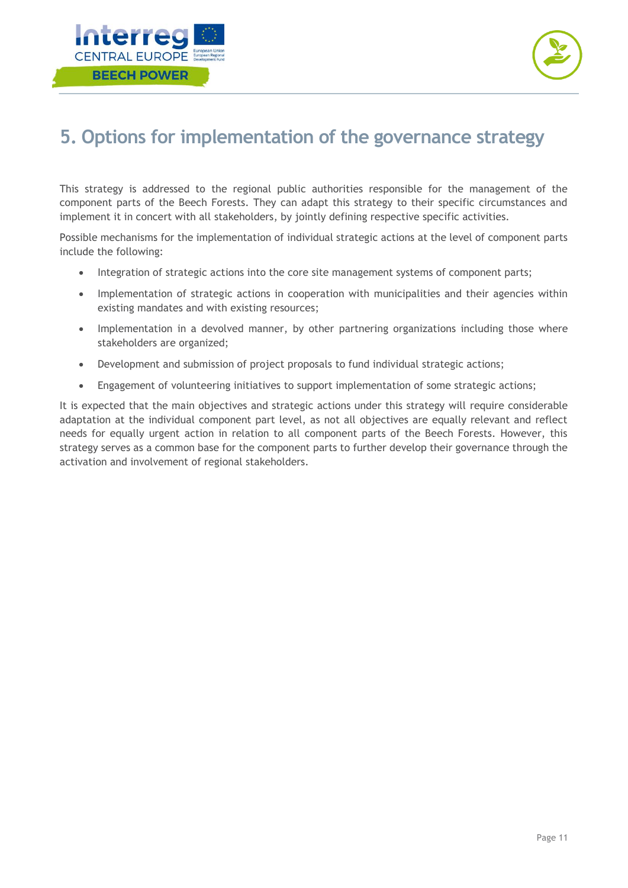# 5. Options for implementation of the governance strategy

This strategy is addressed to the regional public authorities responsible for the management of the component parts of the Beech Forests. They can adapt this strategy to their specific circumstances and implement it in concert with all stakeholders, by jointly defining respective specific activities.

Possible mechanisms for the implementation of individual strategic actions at the level of component parts include the following:

- Integration of strategic actions into the core site management systems of component parts;
- Implementation of strategic actions in cooperation with municipalities and their agencies within existing mandates and with existing resources;
- Implementation in a devolved manner, by other partnering organizations including those where stakeholders are organized;
- Development and submission of project proposals to fund individual strategic actions;
- Engagement of volunteering initiatives to support implementation of some strategic actions;

It is expected that the main objectives and strategic actions under this strategy will require considerable adaptation at the individual component part level, as not all objectives are equally relevant and reflect needs for equally urgent action in relation to all component parts of the Beech Forests. However, this strategy serves as a common base for the component parts to further develop their governance through the activation and involvement of regional stakeholders.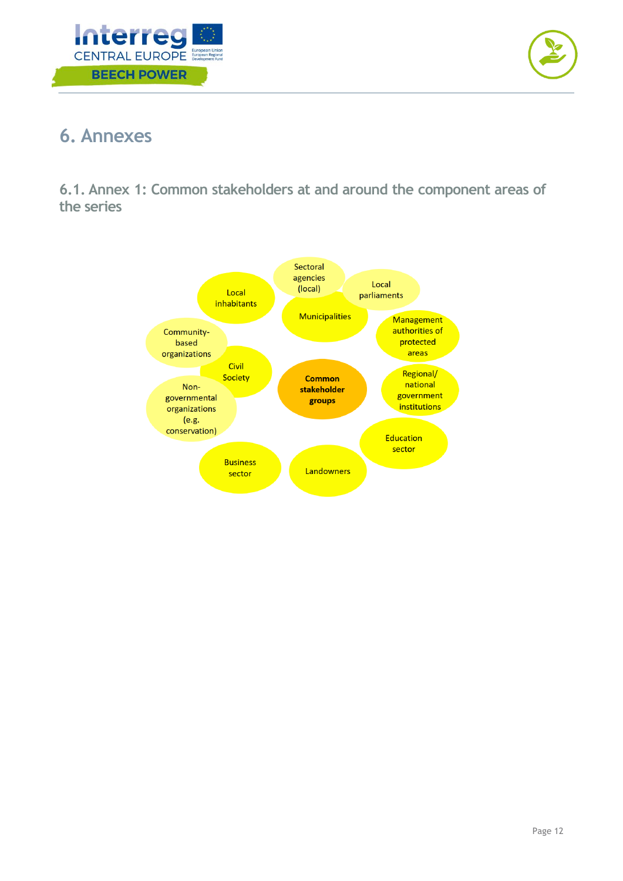# 6. Annexes

## 6.1. Annex 1: Common stakeholders at and around the component areas of the series

**Common stakeholder groups**

- Sectoral agencies (local)
- Local parliaments
- Municipalities
- Management authorities of protected areas
- Regional/ national government institutions
- Education sector
- Landowners
- Business sector
- Non-governmental organizations (e.g. conservation)
- Civil Society
- Community-based organizations
- Local inhabitants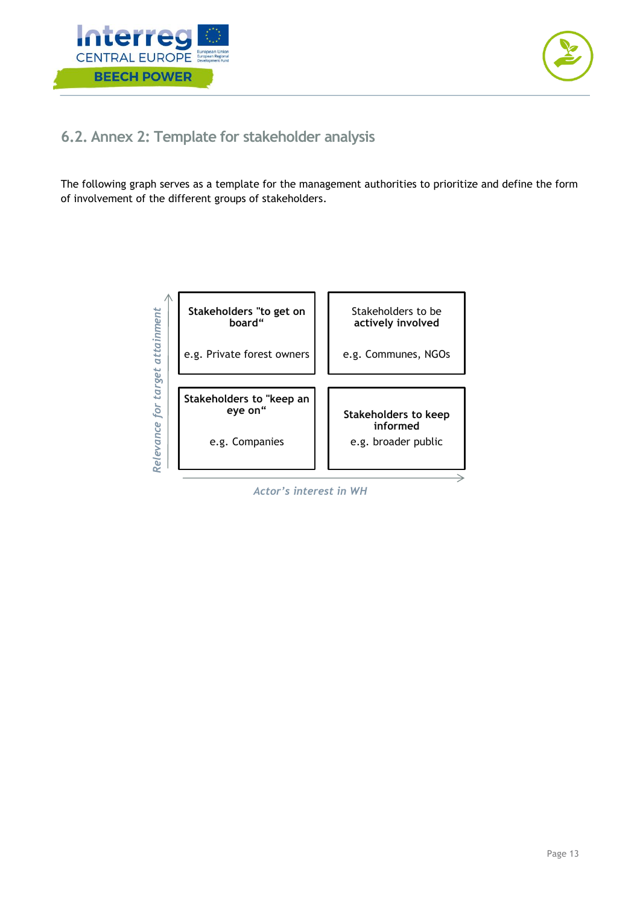## 6.2. Annex 2: Template for stakeholder analysis

The following graph serves as a template for the management authorities to prioritize and define the form of involvement of the different groups of stakeholders.

Relevance for target attainment

**Stakeholders "to get on board"**

e.g. Private forest owners

Stakeholders to be **actively involved**

e.g. Communes, NGOs

**Stakeholders to "keep an eye on"**

e.g. Companies

**Stakeholders to keep informed**

e.g. broader public

Actor's interest in WH